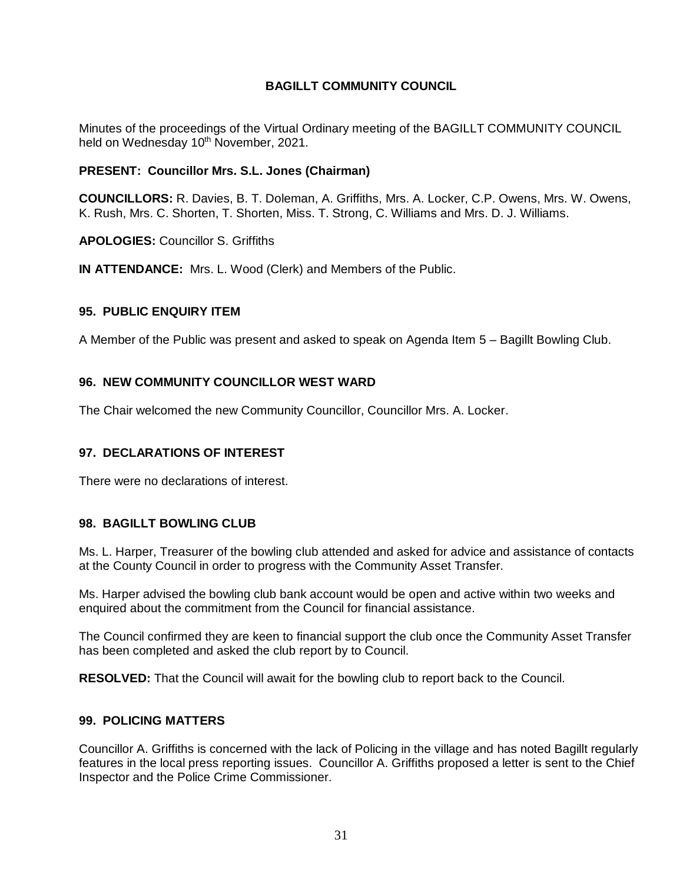# BAGILLT COMMUNITY COUNCIL

Minutes of the proceedings of the Virtual Ordinary meeting of the BAGILLT COMMUNITY COUNCIL held on Wednesday 10th November, 2021.

**PRESENT: Councillor Mrs. S.L. Jones (Chairman)**

**COUNCILLORS:** R. Davies, B. T. Doleman, A. Griffiths, Mrs. A. Locker, C.P. Owens, Mrs. W. Owens, K. Rush, Mrs. C. Shorten, T. Shorten, Miss. T. Strong, C. Williams and Mrs. D. J. Williams.

**APOLOGIES:** Councillor S. Griffiths

**IN ATTENDANCE:** Mrs. L. Wood (Clerk) and Members of the Public.

## 95. PUBLIC ENQUIRY ITEM

A Member of the Public was present and asked to speak on Agenda Item 5 – Bagillt Bowling Club.

## 96. NEW COMMUNITY COUNCILLOR WEST WARD

The Chair welcomed the new Community Councillor, Councillor Mrs. A. Locker.

## 97. DECLARATIONS OF INTEREST

There were no declarations of interest.

## 98. BAGILLT BOWLING CLUB

Ms. L. Harper, Treasurer of the bowling club attended and asked for advice and assistance of contacts at the County Council in order to progress with the Community Asset Transfer.

Ms. Harper advised the bowling club bank account would be open and active within two weeks and enquired about the commitment from the Council for financial assistance.

The Council confirmed they are keen to financial support the club once the Community Asset Transfer has been completed and asked the club report by to Council.

**RESOLVED:** That the Council will await for the bowling club to report back to the Council.

## 99. POLICING MATTERS

Councillor A. Griffiths is concerned with the lack of Policing in the village and has noted Bagillt regularly features in the local press reporting issues. Councillor A. Griffiths proposed a letter is sent to the Chief Inspector and the Police Crime Commissioner.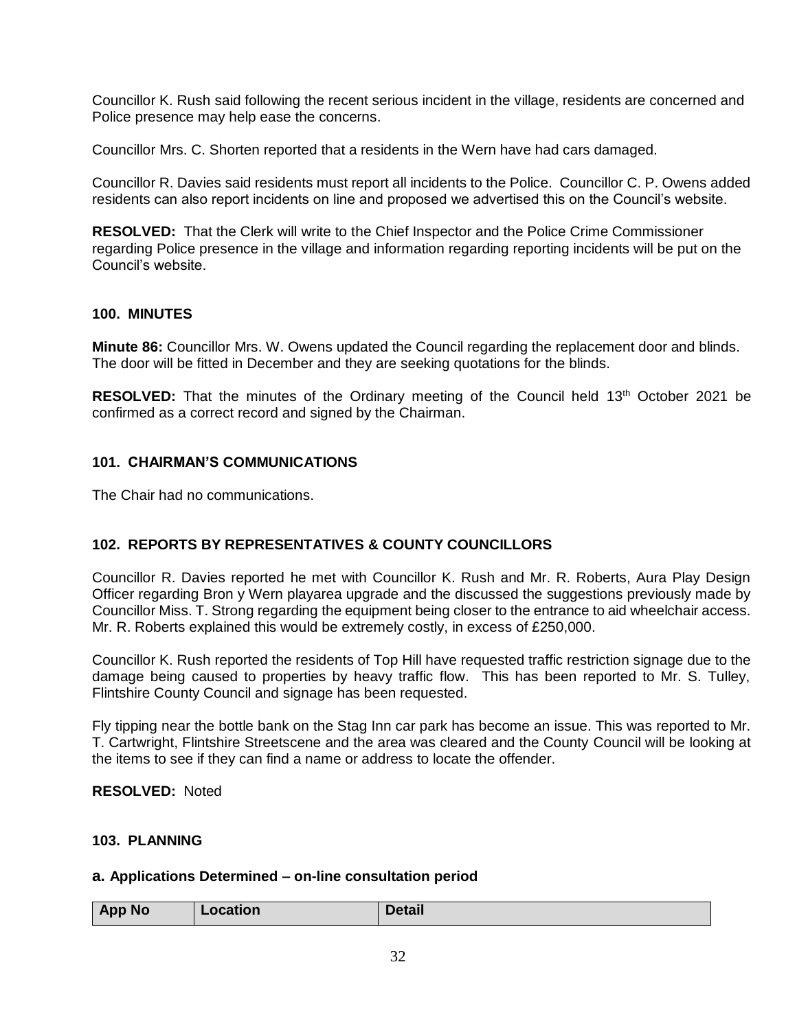Councillor K. Rush said following the recent serious incident in the village, residents are concerned and Police presence may help ease the concerns.

Councillor Mrs. C. Shorten reported that a residents in the Wern have had cars damaged.

Councillor R. Davies said residents must report all incidents to the Police. Councillor C. P. Owens added residents can also report incidents on line and proposed we advertised this on the Council's website.

**RESOLVED:** That the Clerk will write to the Chief Inspector and the Police Crime Commissioner regarding Police presence in the village and information regarding reporting incidents will be put on the Council's website.

### 100. MINUTES

**Minute 86:** Councillor Mrs. W. Owens updated the Council regarding the replacement door and blinds. The door will be fitted in December and they are seeking quotations for the blinds.

**RESOLVED:** That the minutes of the Ordinary meeting of the Council held 13th October 2021 be confirmed as a correct record and signed by the Chairman.

### 101. CHAIRMAN'S COMMUNICATIONS

The Chair had no communications.

### 102. REPORTS BY REPRESENTATIVES & COUNTY COUNCILLORS

Councillor R. Davies reported he met with Councillor K. Rush and Mr. R. Roberts, Aura Play Design Officer regarding Bron y Wern playarea upgrade and the discussed the suggestions previously made by Councillor Miss. T. Strong regarding the equipment being closer to the entrance to aid wheelchair access. Mr. R. Roberts explained this would be extremely costly, in excess of £250,000.

Councillor K. Rush reported the residents of Top Hill have requested traffic restriction signage due to the damage being caused to properties by heavy traffic flow. This has been reported to Mr. S. Tulley, Flintshire County Council and signage has been requested.

Fly tipping near the bottle bank on the Stag Inn car park has become an issue. This was reported to Mr. T. Cartwright, Flintshire Streetscene and the area was cleared and the County Council will be looking at the items to see if they can find a name or address to locate the offender.

**RESOLVED:** Noted

### 103. PLANNING

#### a. Applications Determined – on-line consultation period

| App No | Location | Detail |
| --- | --- | --- |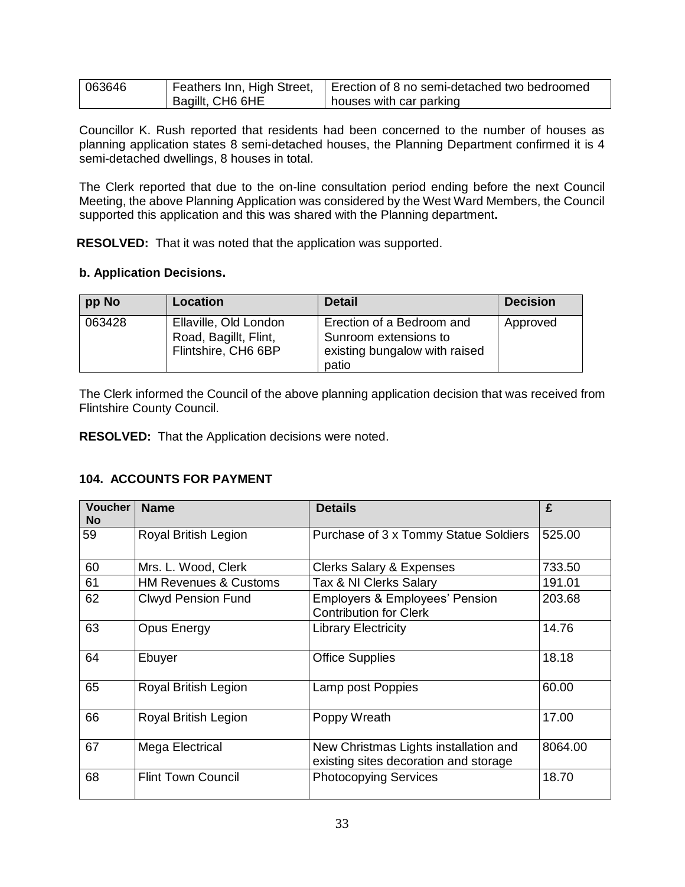| 063646 | Feathers Inn, High Street, Bagillt, CH6 6HE | Erection of 8 no semi-detached two bedroomed houses with car parking |
|---|---|---|

Councillor K. Rush reported that residents had been concerned to the number of houses as planning application states 8 semi-detached houses, the Planning Department confirmed it is 4 semi-detached dwellings, 8 houses in total.

The Clerk reported that due to the on-line consultation period ending before the next Council Meeting, the above Planning Application was considered by the West Ward Members, the Council supported this application and this was shared with the Planning department**.**

**RESOLVED:** That it was noted that the application was supported.

**b. Application Decisions.**

| pp No | Location | Detail | Decision |
|---|---|---|---|
| 063428 | Ellaville, Old London Road, Bagillt, Flint, Flintshire, CH6 6BP | Erection of a Bedroom and Sunroom extensions to existing bungalow with raised patio | Approved |

The Clerk informed the Council of the above planning application decision that was received from Flintshire County Council.

**RESOLVED:** That the Application decisions were noted.

**104. ACCOUNTS FOR PAYMENT**

| Voucher No | Name | Details | £ |
|---|---|---|---|
| 59 | Royal British Legion | Purchase of 3 x Tommy Statue Soldiers | 525.00 |
| 60 | Mrs. L. Wood, Clerk | Clerks Salary & Expenses | 733.50 |
| 61 | HM Revenues & Customs | Tax & NI Clerks Salary | 191.01 |
| 62 | Clwyd Pension Fund | Employers & Employees' Pension Contribution for Clerk | 203.68 |
| 63 | Opus Energy | Library Electricity | 14.76 |
| 64 | Ebuyer | Office Supplies | 18.18 |
| 65 | Royal British Legion | Lamp post Poppies | 60.00 |
| 66 | Royal British Legion | Poppy Wreath | 17.00 |
| 67 | Mega Electrical | New Christmas Lights installation and existing sites decoration and storage | 8064.00 |
| 68 | Flint Town Council | Photocopying Services | 18.70 |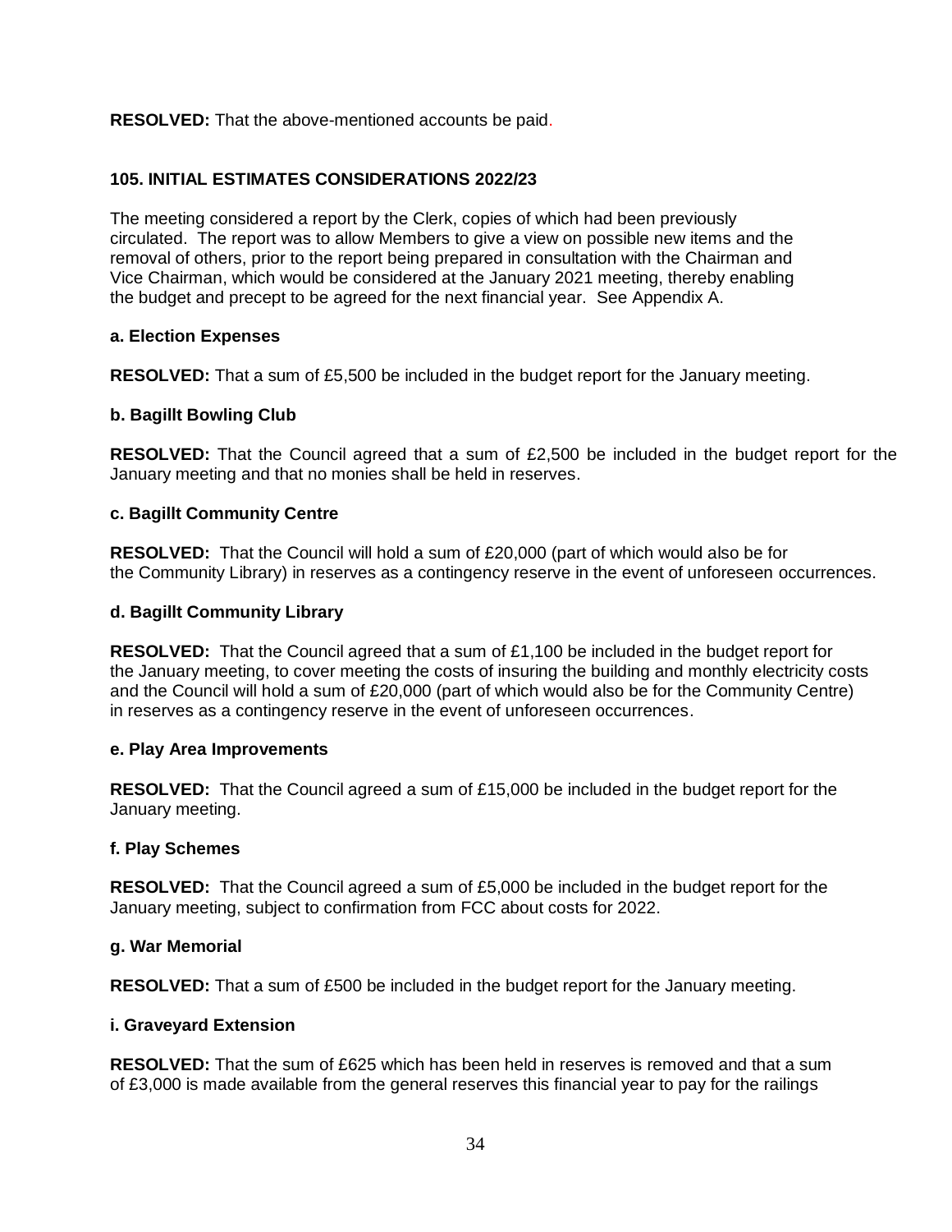**RESOLVED:** That the above-mentioned accounts be paid.

### 105. INITIAL ESTIMATES CONSIDERATIONS 2022/23

The meeting considered a report by the Clerk, copies of which had been previously circulated. The report was to allow Members to give a view on possible new items and the removal of others, prior to the report being prepared in consultation with the Chairman and Vice Chairman, which would be considered at the January 2021 meeting, thereby enabling the budget and precept to be agreed for the next financial year. See Appendix A.

**a. Election Expenses**

**RESOLVED:** That a sum of £5,500 be included in the budget report for the January meeting.

**b. Bagillt Bowling Club**

**RESOLVED:** That the Council agreed that a sum of £2,500 be included in the budget report for the January meeting and that no monies shall be held in reserves.

**c. Bagillt Community Centre**

**RESOLVED:** That the Council will hold a sum of £20,000 (part of which would also be for the Community Library) in reserves as a contingency reserve in the event of unforeseen occurrences.

**d. Bagillt Community Library**

**RESOLVED:** That the Council agreed that a sum of £1,100 be included in the budget report for the January meeting, to cover meeting the costs of insuring the building and monthly electricity costs and the Council will hold a sum of £20,000 (part of which would also be for the Community Centre) in reserves as a contingency reserve in the event of unforeseen occurrences.

**e. Play Area Improvements**

**RESOLVED:** That the Council agreed a sum of £15,000 be included in the budget report for the January meeting.

**f. Play Schemes**

**RESOLVED:** That the Council agreed a sum of £5,000 be included in the budget report for the January meeting, subject to confirmation from FCC about costs for 2022.

**g. War Memorial**

**RESOLVED:** That a sum of £500 be included in the budget report for the January meeting.

**i. Graveyard Extension**

**RESOLVED:** That the sum of £625 which has been held in reserves is removed and that a sum of £3,000 is made available from the general reserves this financial year to pay for the railings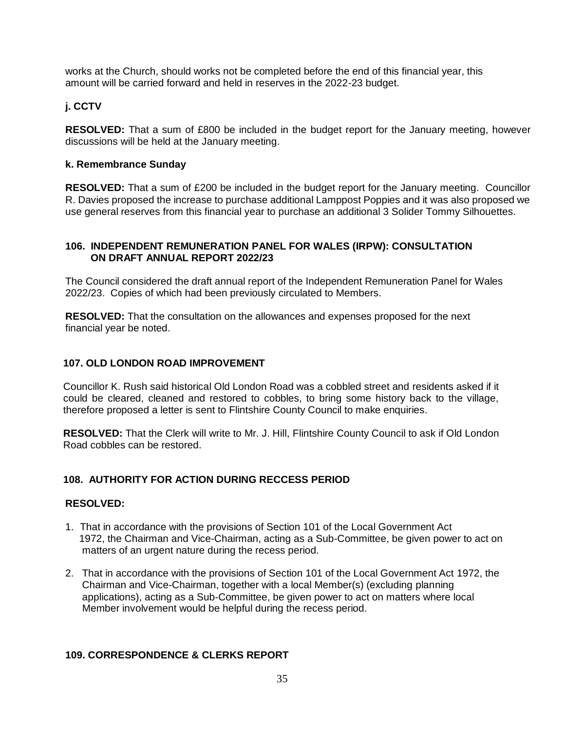works at the Church, should works not be completed before the end of this financial year, this amount will be carried forward and held in reserves in the 2022-23 budget.

**j. CCTV**

**RESOLVED:** That a sum of £800 be included in the budget report for the January meeting, however discussions will be held at the January meeting.

**k. Remembrance Sunday**

**RESOLVED:** That a sum of £200 be included in the budget report for the January meeting. Councillor R. Davies proposed the increase to purchase additional Lamppost Poppies and it was also proposed we use general reserves from this financial year to purchase an additional 3 Solider Tommy Silhouettes.

## 106. INDEPENDENT REMUNERATION PANEL FOR WALES (IRPW): CONSULTATION ON DRAFT ANNUAL REPORT 2022/23

The Council considered the draft annual report of the Independent Remuneration Panel for Wales 2022/23. Copies of which had been previously circulated to Members.

**RESOLVED:** That the consultation on the allowances and expenses proposed for the next financial year be noted.

## 107. OLD LONDON ROAD IMPROVEMENT

Councillor K. Rush said historical Old London Road was a cobbled street and residents asked if it could be cleared, cleaned and restored to cobbles, to bring some history back to the village, therefore proposed a letter is sent to Flintshire County Council to make enquiries.

**RESOLVED:** That the Clerk will write to Mr. J. Hill, Flintshire County Council to ask if Old London Road cobbles can be restored.

## 108. AUTHORITY FOR ACTION DURING RECCESS PERIOD

**RESOLVED:**

1. That in accordance with the provisions of Section 101 of the Local Government Act 1972, the Chairman and Vice-Chairman, acting as a Sub-Committee, be given power to act on matters of an urgent nature during the recess period.
2. That in accordance with the provisions of Section 101 of the Local Government Act 1972, the Chairman and Vice-Chairman, together with a local Member(s) (excluding planning applications), acting as a Sub-Committee, be given power to act on matters where local Member involvement would be helpful during the recess period.

## 109. CORRESPONDENCE & CLERKS REPORT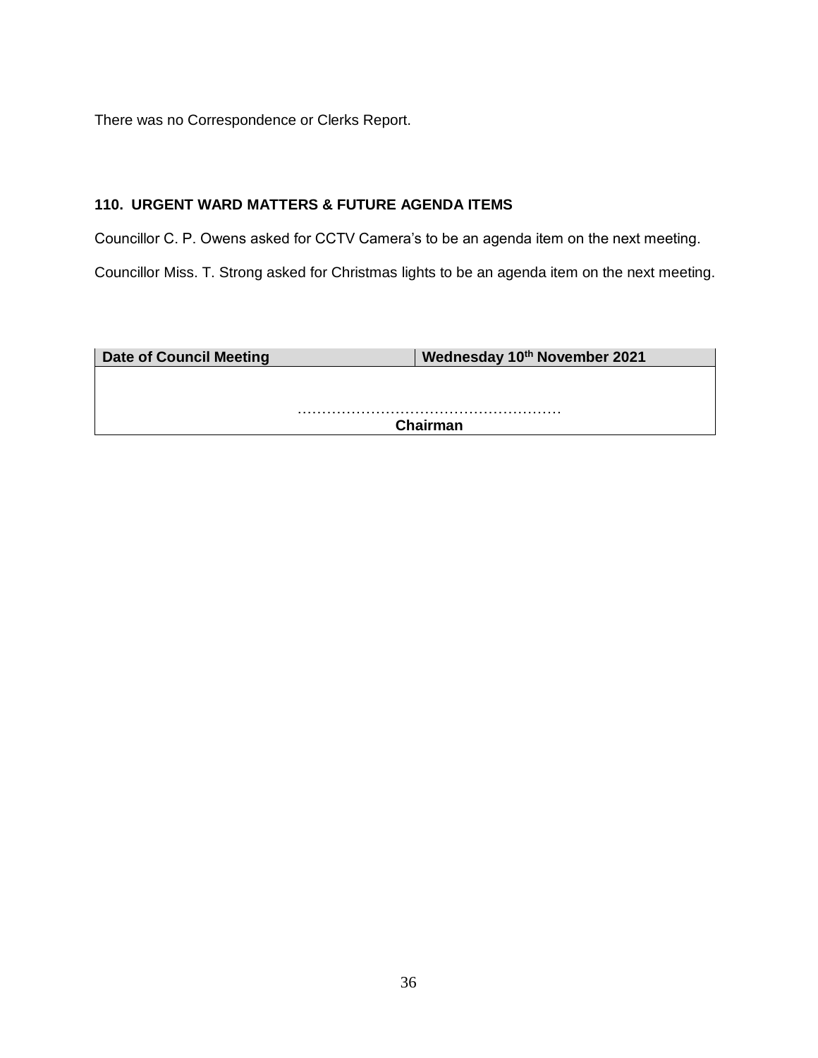There was no Correspondence or Clerks Report.

**110. URGENT WARD MATTERS & FUTURE AGENDA ITEMS**

Councillor C. P. Owens asked for CCTV Camera's to be an agenda item on the next meeting.

Councillor Miss. T. Strong asked for Christmas lights to be an agenda item on the next meeting.

| **Date of Council Meeting** | **Wednesday 10th November 2021** |
|---|---|
| ……………………………………………… **Chairman** | |